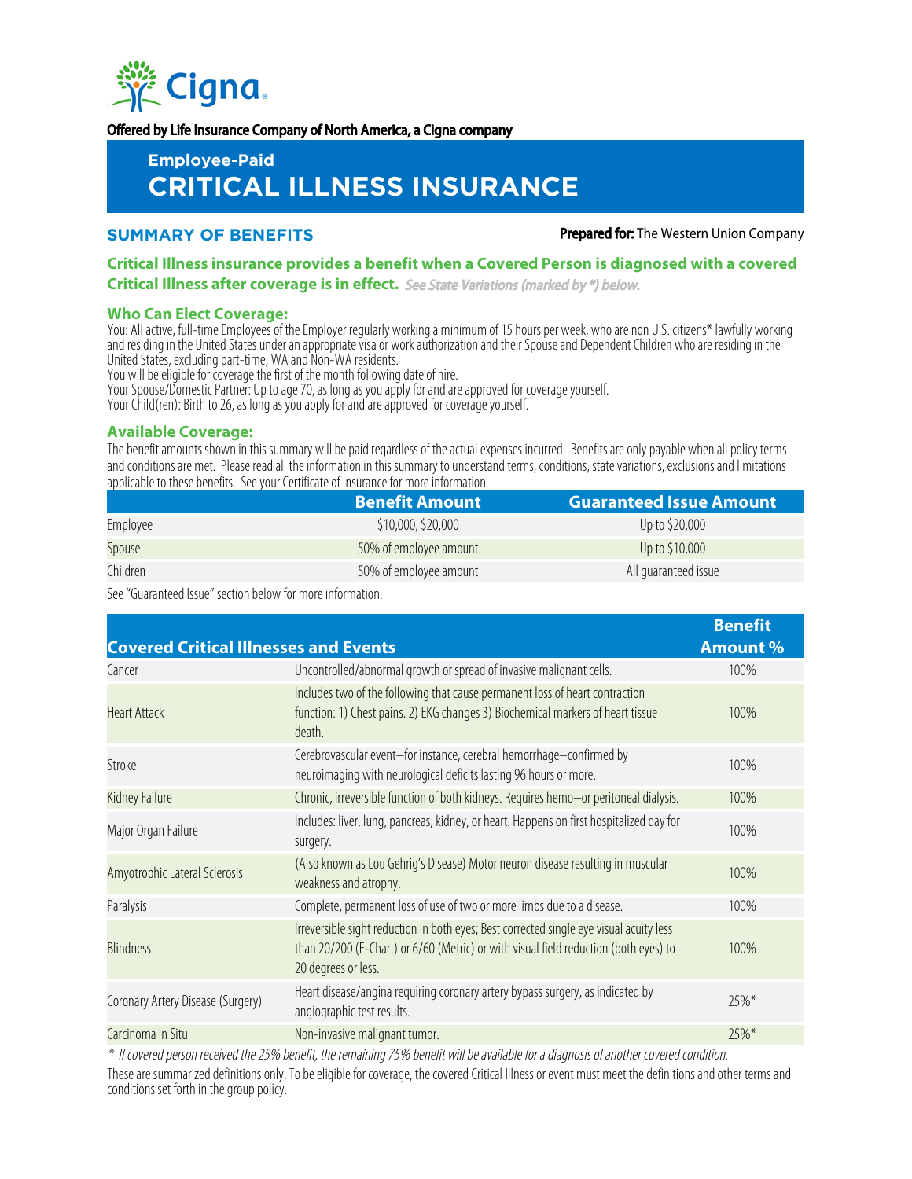Cigna

**Offered by Life Insurance Company of North America, a Cigna company**

## Employee-Paid
# CRITICAL ILLNESS INSURANCE

## SUMMARY OF BENEFITS

**Prepared for:** The Western Union Company

**Critical Illness insurance provides a benefit when a Covered Person is diagnosed with a covered Critical Illness after coverage is in effect.** *See State Variations (marked by *) below.*

### Who Can Elect Coverage:

You: All active, full-time Employees of the Employer regularly working a minimum of 15 hours per week, who are non U.S. citizens* lawfully working and residing in the United States under an appropriate visa or work authorization and their Spouse and Dependent Children who are residing in the United States, excluding part-time, WA and Non-WA residents.
You will be eligible for coverage the first of the month following date of hire.
Your Spouse/Domestic Partner: Up to age 70, as long as you apply for and are approved for coverage yourself.
Your Child(ren): Birth to 26, as long as you apply for and are approved for coverage yourself.

### Available Coverage:

The benefit amounts shown in this summary will be paid regardless of the actual expenses incurred. Benefits are only payable when all policy terms and conditions are met. Please read all the information in this summary to understand terms, conditions, state variations, exclusions and limitations applicable to these benefits. See your Certificate of Insurance for more information.

| | Benefit Amount | Guaranteed Issue Amount |
|---|---|---|
| Employee | $10,000, $20,000 | Up to $20,000 |
| Spouse | 50% of employee amount | Up to $10,000 |
| Children | 50% of employee amount | All guaranteed issue |

See "Guaranteed Issue" section below for more information.

| Covered Critical Illnesses and Events | | Benefit Amount % |
|---|---|---|
| Cancer | Uncontrolled/abnormal growth or spread of invasive malignant cells. | 100% |
| Heart Attack | Includes two of the following that cause permanent loss of heart contraction function: 1) Chest pains. 2) EKG changes 3) Biochemical markers of heart tissue death. | 100% |
| Stroke | Cerebrovascular event—for instance, cerebral hemorrhage—confirmed by neuroimaging with neurological deficits lasting 96 hours or more. | 100% |
| Kidney Failure | Chronic, irreversible function of both kidneys. Requires hemo–or peritoneal dialysis. | 100% |
| Major Organ Failure | Includes: liver, lung, pancreas, kidney, or heart. Happens on first hospitalized day for surgery. | 100% |
| Amyotrophic Lateral Sclerosis | (Also known as Lou Gehrig's Disease) Motor neuron disease resulting in muscular weakness and atrophy. | 100% |
| Paralysis | Complete, permanent loss of use of two or more limbs due to a disease. | 100% |
| Blindness | Irreversible sight reduction in both eyes; Best corrected single eye visual acuity less than 20/200 (E-Chart) or 6/60 (Metric) or with visual field reduction (both eyes) to 20 degrees or less. | 100% |
| Coronary Artery Disease (Surgery) | Heart disease/angina requiring coronary artery bypass surgery, as indicated by angiographic test results. | 25%* |
| Carcinoma in Situ | Non-invasive malignant tumor. | 25%* |

*\* If covered person received the 25% benefit, the remaining 75% benefit will be available for a diagnosis of another covered condition.*

These are summarized definitions only. To be eligible for coverage, the covered Critical Illness or event must meet the definitions and other terms and conditions set forth in the group policy.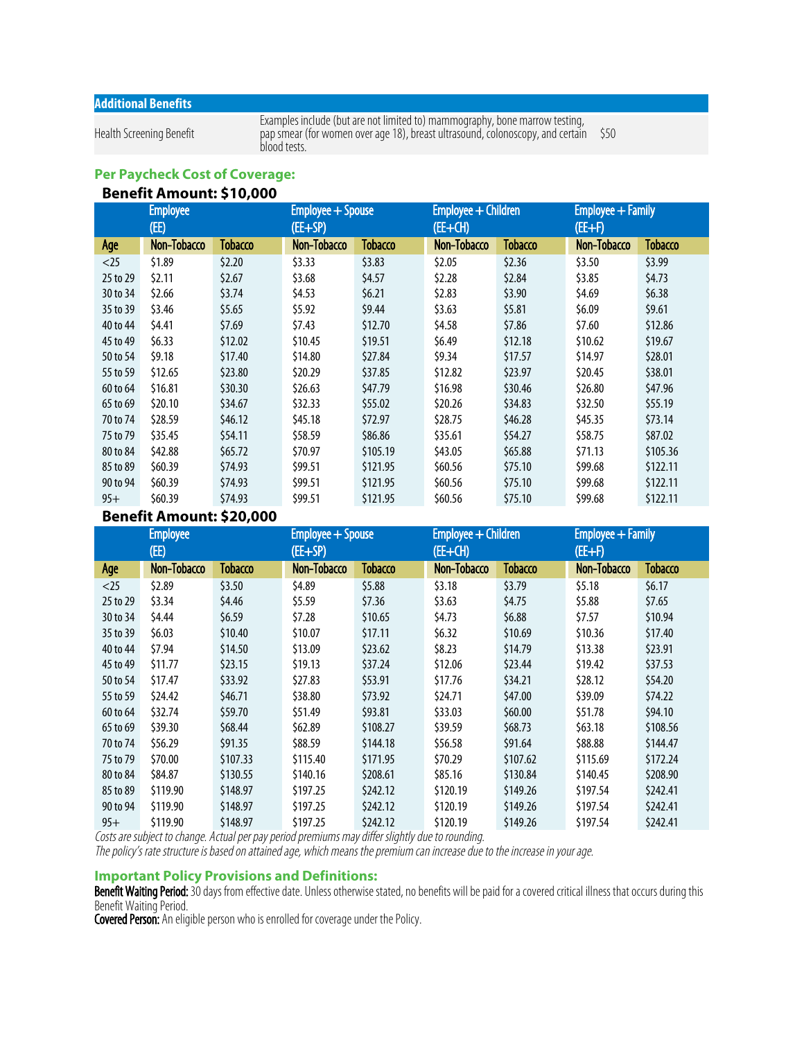| Additional Benefits | | |
|---|---|---|
| Health Screening Benefit | Examples include (but are not limited to) mammography, bone marrow testing, pap smear (for women over age 18), breast ultrasound, colonoscopy, and certain blood tests. | $50 |

### Per Paycheck Cost of Coverage:

**Benefit Amount: $10,000**

| | Employee (EE) | | Employee + Spouse (EE+SP) | | Employee + Children (EE+CH) | | Employee + Family (EE+F) | |
|---|---|---|---|---|---|---|---|---|
| Age | Non-Tobacco | Tobacco | Non-Tobacco | Tobacco | Non-Tobacco | Tobacco | Non-Tobacco | Tobacco |
| <25 | $1.89 | $2.20 | $3.33 | $3.83 | $2.05 | $2.36 | $3.50 | $3.99 |
| 25 to 29 | $2.11 | $2.67 | $3.68 | $4.57 | $2.28 | $2.84 | $3.85 | $4.73 |
| 30 to 34 | $2.66 | $3.74 | $4.53 | $6.21 | $2.83 | $3.90 | $4.69 | $6.38 |
| 35 to 39 | $3.46 | $5.65 | $5.92 | $9.44 | $3.63 | $5.81 | $6.09 | $9.61 |
| 40 to 44 | $4.41 | $7.69 | $7.43 | $12.70 | $4.58 | $7.86 | $7.60 | $12.86 |
| 45 to 49 | $6.33 | $12.02 | $10.45 | $19.51 | $6.49 | $12.18 | $10.62 | $19.67 |
| 50 to 54 | $9.18 | $17.40 | $14.80 | $27.84 | $9.34 | $17.57 | $14.97 | $28.01 |
| 55 to 59 | $12.65 | $23.80 | $20.29 | $37.85 | $12.82 | $23.97 | $20.45 | $38.01 |
| 60 to 64 | $16.81 | $30.30 | $26.63 | $47.79 | $16.98 | $30.46 | $26.80 | $47.96 |
| 65 to 69 | $20.10 | $34.67 | $32.33 | $55.02 | $20.26 | $34.83 | $32.50 | $55.19 |
| 70 to 74 | $28.59 | $46.12 | $45.18 | $72.97 | $28.75 | $46.28 | $45.35 | $73.14 |
| 75 to 79 | $35.45 | $54.11 | $58.59 | $86.86 | $35.61 | $54.27 | $58.75 | $87.02 |
| 80 to 84 | $42.88 | $65.72 | $70.97 | $105.19 | $43.05 | $65.88 | $71.13 | $105.36 |
| 85 to 89 | $60.39 | $74.93 | $99.51 | $121.95 | $60.56 | $75.10 | $99.68 | $122.11 |
| 90 to 94 | $60.39 | $74.93 | $99.51 | $121.95 | $60.56 | $75.10 | $99.68 | $122.11 |
| 95+ | $60.39 | $74.93 | $99.51 | $121.95 | $60.56 | $75.10 | $99.68 | $122.11 |

**Benefit Amount: $20,000**

| | Employee (EE) | | Employee + Spouse (EE+SP) | | Employee + Children (EE+CH) | | Employee + Family (EE+F) | |
|---|---|---|---|---|---|---|---|---|
| Age | Non-Tobacco | Tobacco | Non-Tobacco | Tobacco | Non-Tobacco | Tobacco | Non-Tobacco | Tobacco |
| <25 | $2.89 | $3.50 | $4.89 | $5.88 | $3.18 | $3.79 | $5.18 | $6.17 |
| 25 to 29 | $3.34 | $4.46 | $5.59 | $7.36 | $3.63 | $4.75 | $5.88 | $7.65 |
| 30 to 34 | $4.44 | $6.59 | $7.28 | $10.65 | $4.73 | $6.88 | $7.57 | $10.94 |
| 35 to 39 | $6.03 | $10.40 | $10.07 | $17.11 | $6.32 | $10.69 | $10.36 | $17.40 |
| 40 to 44 | $7.94 | $14.50 | $13.09 | $23.62 | $8.23 | $14.79 | $13.38 | $23.91 |
| 45 to 49 | $11.77 | $23.15 | $19.13 | $37.24 | $12.06 | $23.44 | $19.42 | $37.53 |
| 50 to 54 | $17.47 | $33.92 | $27.83 | $53.91 | $17.76 | $34.21 | $28.12 | $54.20 |
| 55 to 59 | $24.42 | $46.71 | $38.80 | $73.92 | $24.71 | $47.00 | $39.09 | $74.22 |
| 60 to 64 | $32.74 | $59.70 | $51.49 | $93.81 | $33.03 | $60.00 | $51.78 | $94.10 |
| 65 to 69 | $39.30 | $68.44 | $62.89 | $108.27 | $39.59 | $68.73 | $63.18 | $108.56 |
| 70 to 74 | $56.29 | $91.35 | $88.59 | $144.18 | $56.58 | $91.64 | $88.88 | $144.47 |
| 75 to 79 | $70.00 | $107.33 | $115.40 | $171.95 | $70.29 | $107.62 | $115.69 | $172.24 |
| 80 to 84 | $84.87 | $130.55 | $140.16 | $208.61 | $85.16 | $130.84 | $140.45 | $208.90 |
| 85 to 89 | $119.90 | $148.97 | $197.25 | $242.12 | $120.19 | $149.26 | $197.54 | $242.41 |
| 90 to 94 | $119.90 | $148.97 | $197.25 | $242.12 | $120.19 | $149.26 | $197.54 | $242.41 |
| 95+ | $119.90 | $148.97 | $197.25 | $242.12 | $120.19 | $149.26 | $197.54 | $242.41 |

*Costs are subject to change. Actual per pay period premiums may differ slightly due to rounding.*
*The policy's rate structure is based on attained age, which means the premium can increase due to the increase in your age.*

### Important Policy Provisions and Definitions:

**Benefit Waiting Period:** 30 days from effective date. Unless otherwise stated, no benefits will be paid for a covered critical illness that occurs during this Benefit Waiting Period.

**Covered Person:** An eligible person who is enrolled for coverage under the Policy.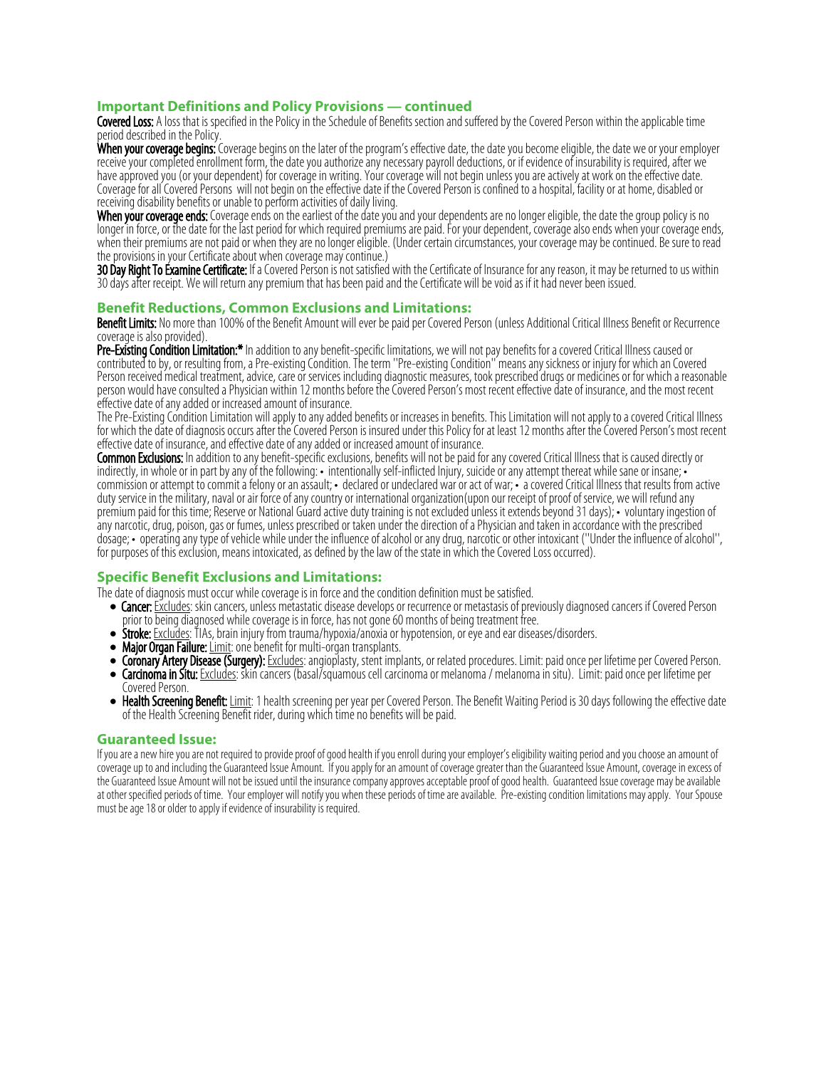## Important Definitions and Policy Provisions — continued

**Covered Loss:** A loss that is specified in the Policy in the Schedule of Benefits section and suffered by the Covered Person within the applicable time period described in the Policy.

**When your coverage begins:** Coverage begins on the later of the program's effective date, the date you become eligible, the date we or your employer receive your completed enrollment form, the date you authorize any necessary payroll deductions, or if evidence of insurability is required, after we have approved you (or your dependent) for coverage in writing. Your coverage will not begin unless you are actively at work on the effective date. Coverage for all Covered Persons will not begin on the effective date if the Covered Person is confined to a hospital, facility or at home, disabled or receiving disability benefits or unable to perform activities of daily living.

**When your coverage ends:** Coverage ends on the earliest of the date you and your dependents are no longer eligible, the date the group policy is no longer in force, or the date for the last period for which required premiums are paid. For your dependent, coverage also ends when your coverage ends, when their premiums are not paid or when they are no longer eligible. (Under certain circumstances, your coverage may be continued. Be sure to read the provisions in your Certificate about when coverage may continue.)

**30 Day Right To Examine Certificate:** If a Covered Person is not satisfied with the Certificate of Insurance for any reason, it may be returned to us within 30 days after receipt. We will return any premium that has been paid and the Certificate will be void as if it had never been issued.

## Benefit Reductions, Common Exclusions and Limitations:

**Benefit Limits:** No more than 100% of the Benefit Amount will ever be paid per Covered Person (unless Additional Critical Illness Benefit or Recurrence coverage is also provided).

**Pre-Existing Condition Limitation:*** In addition to any benefit-specific limitations, we will not pay benefits for a covered Critical Illness caused or contributed to by, or resulting from, a Pre-existing Condition. The term "Pre-existing Condition" means any sickness or injury for which an Covered Person received medical treatment, advice, care or services including diagnostic measures, took prescribed drugs or medicines or for which a reasonable person would have consulted a Physician within 12 months before the Covered Person's most recent effective date of insurance, and the most recent effective date of any added or increased amount of insurance.

The Pre-Existing Condition Limitation will apply to any added benefits or increases in benefits. This Limitation will not apply to a covered Critical Illness for which the date of diagnosis occurs after the Covered Person is insured under this Policy for at least 12 months after the Covered Person's most recent effective date of insurance, and effective date of any added or increased amount of insurance.

**Common Exclusions:** In addition to any benefit-specific exclusions, benefits will not be paid for any covered Critical Illness that is caused directly or indirectly, in whole or in part by any of the following: • intentionally self-inflicted Injury, suicide or any attempt thereat while sane or insane; • commission or attempt to commit a felony or an assault; • declared or undeclared war or act of war; • a covered Critical Illness that results from active duty service in the military, naval or air force of any country or international organization(upon our receipt of proof of service, we will refund any premium paid for this time; Reserve or National Guard active duty training is not excluded unless it extends beyond 31 days); • voluntary ingestion of any narcotic, drug, poison, gas or fumes, unless prescribed or taken under the direction of a Physician and taken in accordance with the prescribed dosage; • operating any type of vehicle while under the influence of alcohol or any drug, narcotic or other intoxicant ("Under the influence of alcohol", for purposes of this exclusion, means intoxicated, as defined by the law of the state in which the Covered Loss occurred).

## Specific Benefit Exclusions and Limitations:

The date of diagnosis must occur while coverage is in force and the condition definition must be satisfied.

- **Cancer:** Excludes: skin cancers, unless metastatic disease develops or recurrence or metastasis of previously diagnosed cancers if Covered Person prior to being diagnosed while coverage is in force, has not gone 60 months of being treatment free.
- **Stroke:** Excludes: TIAs, brain injury from trauma/hypoxia/anoxia or hypotension, or eye and ear diseases/disorders.
- **Major Organ Failure:** Limit: one benefit for multi-organ transplants.
- **Coronary Artery Disease (Surgery):** Excludes: angioplasty, stent implants, or related procedures. Limit: paid once per lifetime per Covered Person.
- **Carcinoma in Situ:** Excludes: skin cancers (basal/squamous cell carcinoma or melanoma / melanoma in situ). Limit: paid once per lifetime per Covered Person.
- **Health Screening Benefit:** Limit: 1 health screening per year per Covered Person. The Benefit Waiting Period is 30 days following the effective date of the Health Screening Benefit rider, during which time no benefits will be paid.

## Guaranteed Issue:

If you are a new hire you are not required to provide proof of good health if you enroll during your employer's eligibility waiting period and you choose an amount of coverage up to and including the Guaranteed Issue Amount. If you apply for an amount of coverage greater than the Guaranteed Issue Amount, coverage in excess of the Guaranteed Issue Amount will not be issued until the insurance company approves acceptable proof of good health. Guaranteed Issue coverage may be available at other specified periods of time. Your employer will notify you when these periods of time are available. Pre-existing condition limitations may apply. Your Spouse must be age 18 or older to apply if evidence of insurability is required.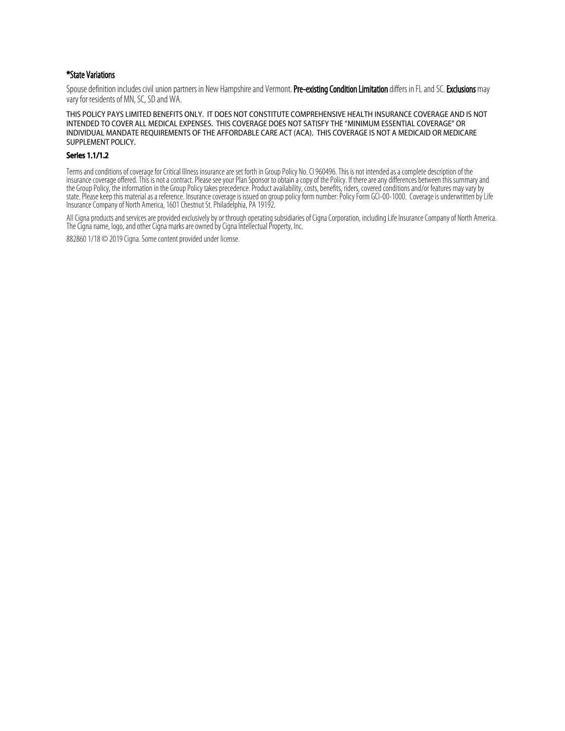### *State Variations

Spouse definition includes civil union partners in New Hampshire and Vermont. **Pre-existing Condition Limitation** differs in FL and SC. **Exclusions** may vary for residents of MN, SC, SD and WA.

THIS POLICY PAYS LIMITED BENEFITS ONLY. IT DOES NOT CONSTITUTE COMPREHENSIVE HEALTH INSURANCE COVERAGE AND IS NOT INTENDED TO COVER ALL MEDICAL EXPENSES. THIS COVERAGE DOES NOT SATISFY THE "MINIMUM ESSENTIAL COVERAGE" OR INDIVIDUAL MANDATE REQUIREMENTS OF THE AFFORDABLE CARE ACT (ACA). THIS COVERAGE IS NOT A MEDICAID OR MEDICARE SUPPLEMENT POLICY.

**Series 1.1/1.2**

Terms and conditions of coverage for Critical Illness insurance are set forth in Group Policy No. CI 960496. This is not intended as a complete description of the insurance coverage offered. This is not a contract. Please see your Plan Sponsor to obtain a copy of the Policy. If there are any differences between this summary and the Group Policy, the information in the Group Policy takes precedence. Product availability, costs, benefits, riders, covered conditions and/or features may vary by state. Please keep this material as a reference. Insurance coverage is issued on group policy form number: Policy Form GCI-00-1000. Coverage is underwritten by Life Insurance Company of North America, 1601 Chestnut St. Philadelphia, PA 19192.

All Cigna products and services are provided exclusively by or through operating subsidiaries of Cigna Corporation, including Life Insurance Company of North America. The Cigna name, logo, and other Cigna marks are owned by Cigna Intellectual Property, Inc.

882860 1/18 © 2019 Cigna. Some content provided under license.